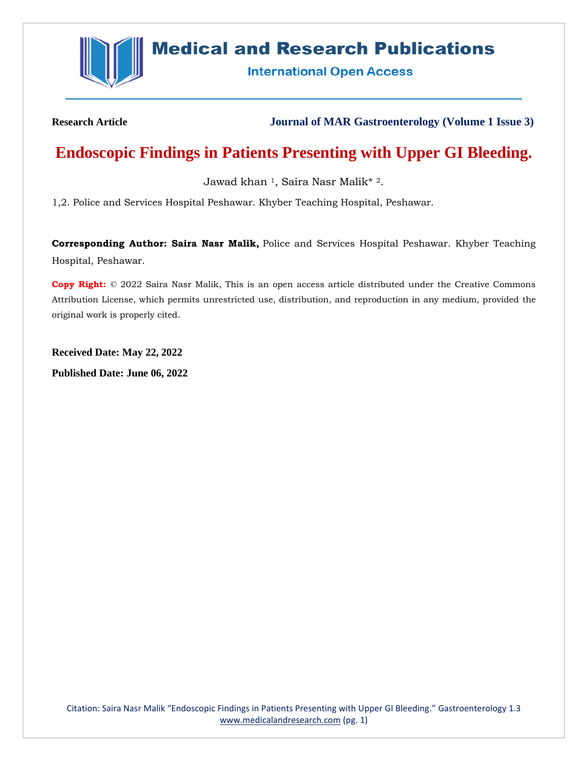Research Article

Journal of MAR Gastroenterology (Volume 1 Issue 3)

# Endoscopic Findings in Patients Presenting with Upper GI Bleeding.

Jawad khan [1], Saira Nasr Malik* [2].

1,2. Police and Services Hospital Peshawar. Khyber Teaching Hospital, Peshawar.

**Corresponding Author: Saira Nasr Malik,** Police and Services Hospital Peshawar. Khyber Teaching Hospital, Peshawar.

**Copy Right:** © 2022 Saira Nasr Malik, This is an open access article distributed under the Creative Commons Attribution License, which permits unrestricted use, distribution, and reproduction in any medium, provided the original work is properly cited.

**Received Date: May 22, 2022**

**Published Date: June 06, 2022**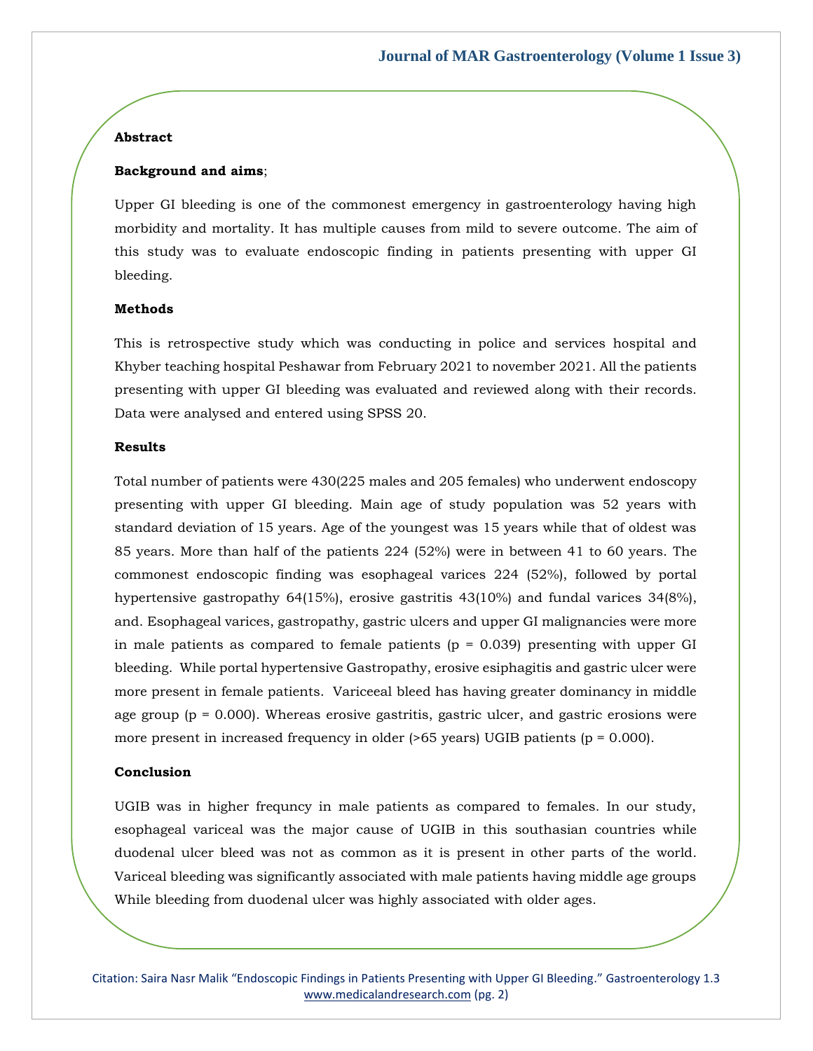**Abstract**

**Background and aims**;

Upper GI bleeding is one of the commonest emergency in gastroenterology having high morbidity and mortality. It has multiple causes from mild to severe outcome. The aim of this study was to evaluate endoscopic finding in patients presenting with upper GI bleeding.

**Methods**

This is retrospective study which was conducting in police and services hospital and Khyber teaching hospital Peshawar from February 2021 to november 2021. All the patients presenting with upper GI bleeding was evaluated and reviewed along with their records. Data were analysed and entered using SPSS 20.

**Results**

Total number of patients were 430(225 males and 205 females) who underwent endoscopy presenting with upper GI bleeding. Main age of study population was 52 years with standard deviation of 15 years. Age of the youngest was 15 years while that of oldest was 85 years. More than half of the patients 224 (52%) were in between 41 to 60 years. The commonest endoscopic finding was esophageal varices 224 (52%), followed by portal hypertensive gastropathy 64(15%), erosive gastritis 43(10%) and fundal varices 34(8%), and. Esophageal varices, gastropathy, gastric ulcers and upper GI malignancies were more in male patients as compared to female patients (p = 0.039) presenting with upper GI bleeding. While portal hypertensive Gastropathy, erosive esiphagitis and gastric ulcer were more present in female patients. Variceeal bleed has having greater dominancy in middle age group (p = 0.000). Whereas erosive gastritis, gastric ulcer, and gastric erosions were more present in increased frequency in older (>65 years) UGIB patients (p = 0.000).

**Conclusion**

UGIB was in higher frequncy in male patients as compared to females. In our study, esophageal variceal was the major cause of UGIB in this southasian countries while duodenal ulcer bleed was not as common as it is present in other parts of the world. Variceal bleeding was significantly associated with male patients having middle age groups While bleeding from duodenal ulcer was highly associated with older ages.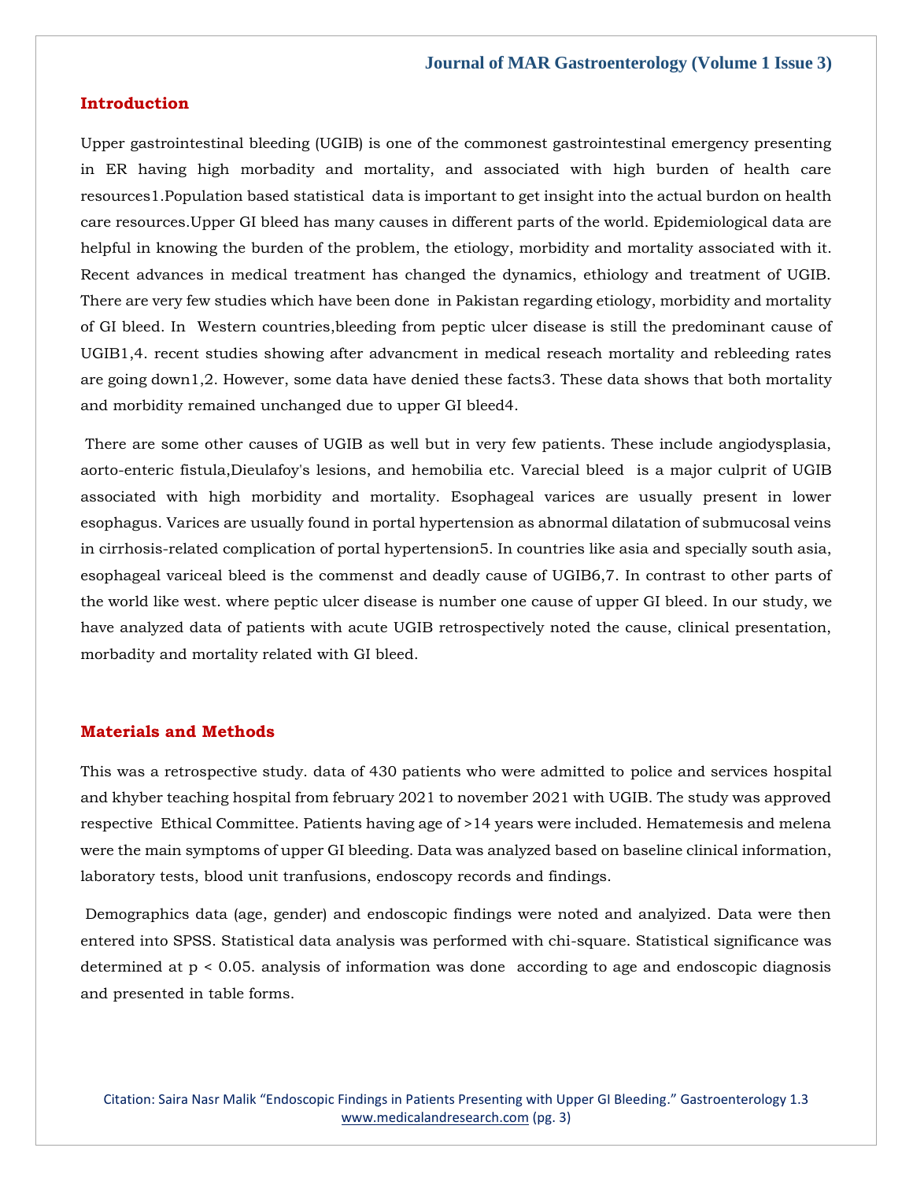## Introduction

Upper gastrointestinal bleeding (UGIB) is one of the commonest gastrointestinal emergency presenting in ER having high morbadity and mortality, and associated with high burden of health care resources1.Population based statistical data is important to get insight into the actual burdon on health care resources.Upper GI bleed has many causes in different parts of the world. Epidemiological data are helpful in knowing the burden of the problem, the etiology, morbidity and mortality associated with it. Recent advances in medical treatment has changed the dynamics, ethiology and treatment of UGIB. There are very few studies which have been done in Pakistan regarding etiology, morbidity and mortality of GI bleed. In Western countries,bleeding from peptic ulcer disease is still the predominant cause of UGIB1,4. recent studies showing after advancment in medical reseach mortality and rebleeding rates are going down1,2. However, some data have denied these facts3. These data shows that both mortality and morbidity remained unchanged due to upper GI bleed4.

There are some other causes of UGIB as well but in very few patients. These include angiodysplasia, aorto-enteric fistula,Dieulafoy's lesions, and hemobilia etc. Varecial bleed is a major culprit of UGIB associated with high morbidity and mortality. Esophageal varices are usually present in lower esophagus. Varices are usually found in portal hypertension as abnormal dilatation of submucosal veins in cirrhosis-related complication of portal hypertension5. In countries like asia and specially south asia, esophageal variceal bleed is the commenst and deadly cause of UGIB6,7. In contrast to other parts of the world like west. where peptic ulcer disease is number one cause of upper GI bleed. In our study, we have analyzed data of patients with acute UGIB retrospectively noted the cause, clinical presentation, morbadity and mortality related with GI bleed.

## Materials and Methods

This was a retrospective study. data of 430 patients who were admitted to police and services hospital and khyber teaching hospital from february 2021 to november 2021 with UGIB. The study was approved respective Ethical Committee. Patients having age of >14 years were included. Hematemesis and melena were the main symptoms of upper GI bleeding. Data was analyzed based on baseline clinical information, laboratory tests, blood unit tranfusions, endoscopy records and findings.

Demographics data (age, gender) and endoscopic findings were noted and analyized. Data were then entered into SPSS. Statistical data analysis was performed with chi-square. Statistical significance was determined at $p < 0.05$. analysis of information was done according to age and endoscopic diagnosis and presented in table forms.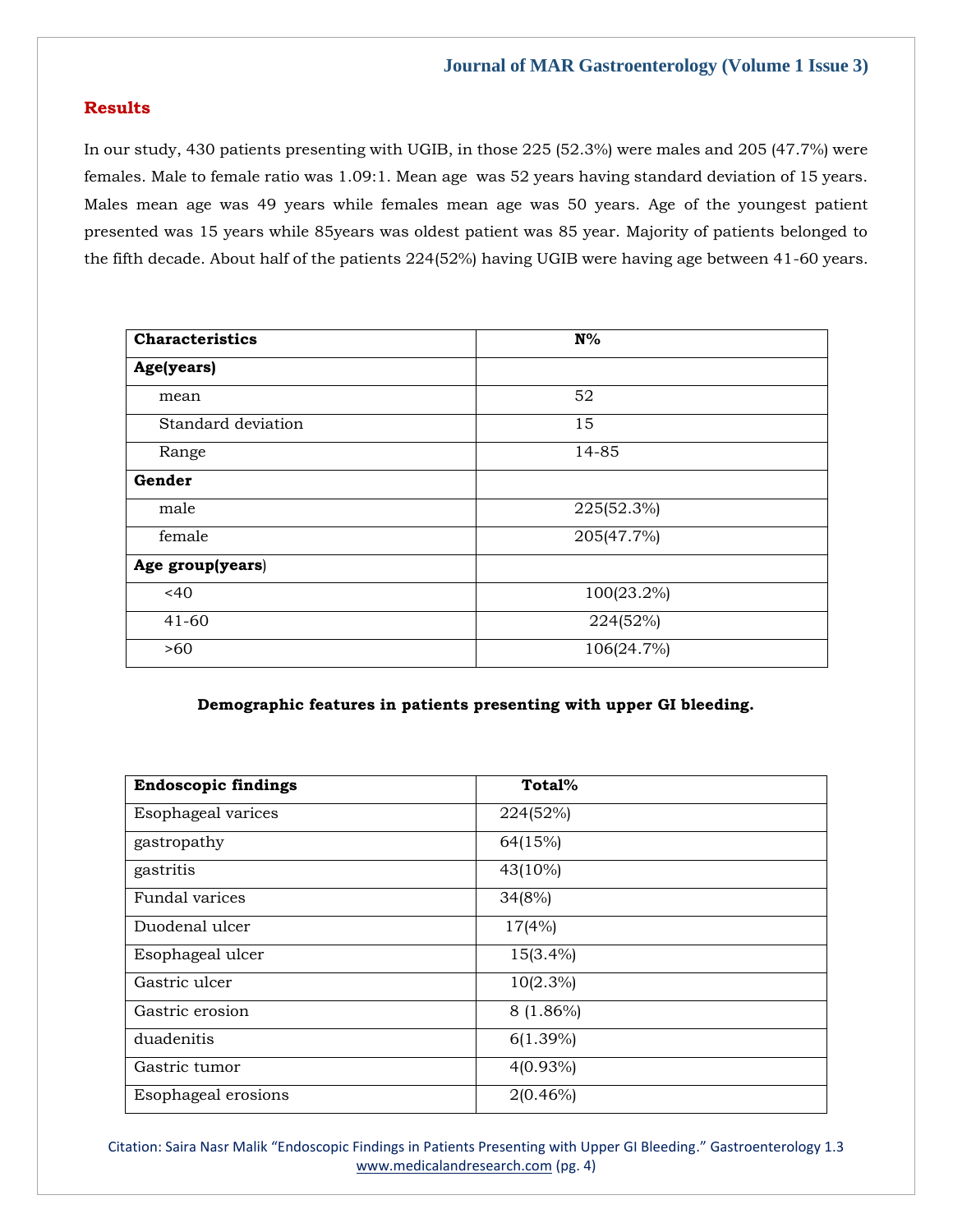## Results

In our study, 430 patients presenting with UGIB, in those 225 (52.3%) were males and 205 (47.7%) were females. Male to female ratio was 1.09:1. Mean age was 52 years having standard deviation of 15 years. Males mean age was 49 years while females mean age was 50 years. Age of the youngest patient presented was 15 years while 85years was oldest patient was 85 year. Majority of patients belonged to the fifth decade. About half of the patients 224(52%) having UGIB were having age between 41-60 years.

| **Characteristics** | **N%** |
|---|---|
| **Age(years)** | |
| mean | 52 |
| Standard deviation | 15 |
| Range | 14-85 |
| **Gender** | |
| male | 225(52.3%) |
| female | 205(47.7%) |
| **Age group(years)** | |
| <40 | 100(23.2%) |
| 41-60 | 224(52%) |
| >60 | 106(24.7%) |

**Demographic features in patients presenting with upper GI bleeding.**

| **Endoscopic findings** | **Total%** |
|---|---|
| Esophageal varices | 224(52%) |
| gastropathy | 64(15%) |
| gastritis | 43(10%) |
| Fundal varices | 34(8%) |
| Duodenal ulcer | 17(4%) |
| Esophageal ulcer | 15(3.4%) |
| Gastric ulcer | 10(2.3%) |
| Gastric erosion | 8 (1.86%) |
| duadenitis | 6(1.39%) |
| Gastric tumor | 4(0.93%) |
| Esophageal erosions | 2(0.46%) |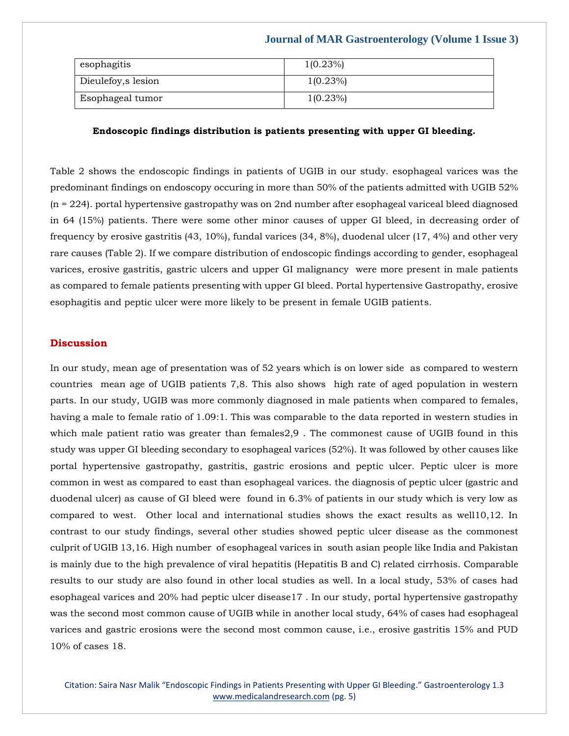| esophagitis | 1(0.23%) |
| --- | --- |
| Dieulefoy,s lesion | 1(0.23%) |
| Esophageal tumor | 1(0.23%) |

**Endoscopic findings distribution is patients presenting with upper GI bleeding.**

Table 2 shows the endoscopic findings in patients of UGIB in our study. esophageal varices was the predominant findings on endoscopy occuring in more than 50% of the patients admitted with UGIB 52% (n = 224). portal hypertensive gastropathy was on 2nd number after esophageal variceal bleed diagnosed in 64 (15%) patients. There were some other minor causes of upper GI bleed, in decreasing order of frequency by erosive gastritis (43, 10%), fundal varices (34, 8%), duodenal ulcer (17, 4%) and other very rare causes (Table 2). If we compare distribution of endoscopic findings according to gender, esophageal varices, erosive gastritis, gastric ulcers and upper GI malignancy were more present in male patients as compared to female patients presenting with upper GI bleed. Portal hypertensive Gastropathy, erosive esophagitis and peptic ulcer were more likely to be present in female UGIB patients.

## Discussion

In our study, mean age of presentation was of 52 years which is on lower side as compared to western countries mean age of UGIB patients 7,8. This also shows high rate of aged population in western parts. In our study, UGIB was more commonly diagnosed in male patients when compared to females, having a male to female ratio of 1.09:1. This was comparable to the data reported in western studies in which male patient ratio was greater than females2,9 . The commonest cause of UGIB found in this study was upper GI bleeding secondary to esophageal varices (52%). It was followed by other causes like portal hypertensive gastropathy, gastritis, gastric erosions and peptic ulcer. Peptic ulcer is more common in west as compared to east than esophageal varices. the diagnosis of peptic ulcer (gastric and duodenal ulcer) as cause of GI bleed were found in 6.3% of patients in our study which is very low as compared to west. Other local and international studies shows the exact results as well10,12. In contrast to our study findings, several other studies showed peptic ulcer disease as the commonest culprit of UGIB 13,16. High number of esophageal varices in south asian people like India and Pakistan is mainly due to the high prevalence of viral hepatitis (Hepatitis B and C) related cirrhosis. Comparable results to our study are also found in other local studies as well. In a local study, 53% of cases had esophageal varices and 20% had peptic ulcer disease17 . In our study, portal hypertensive gastropathy was the second most common cause of UGIB while in another local study, 64% of cases had esophageal varices and gastric erosions were the second most common cause, i.e., erosive gastritis 15% and PUD 10% of cases 18.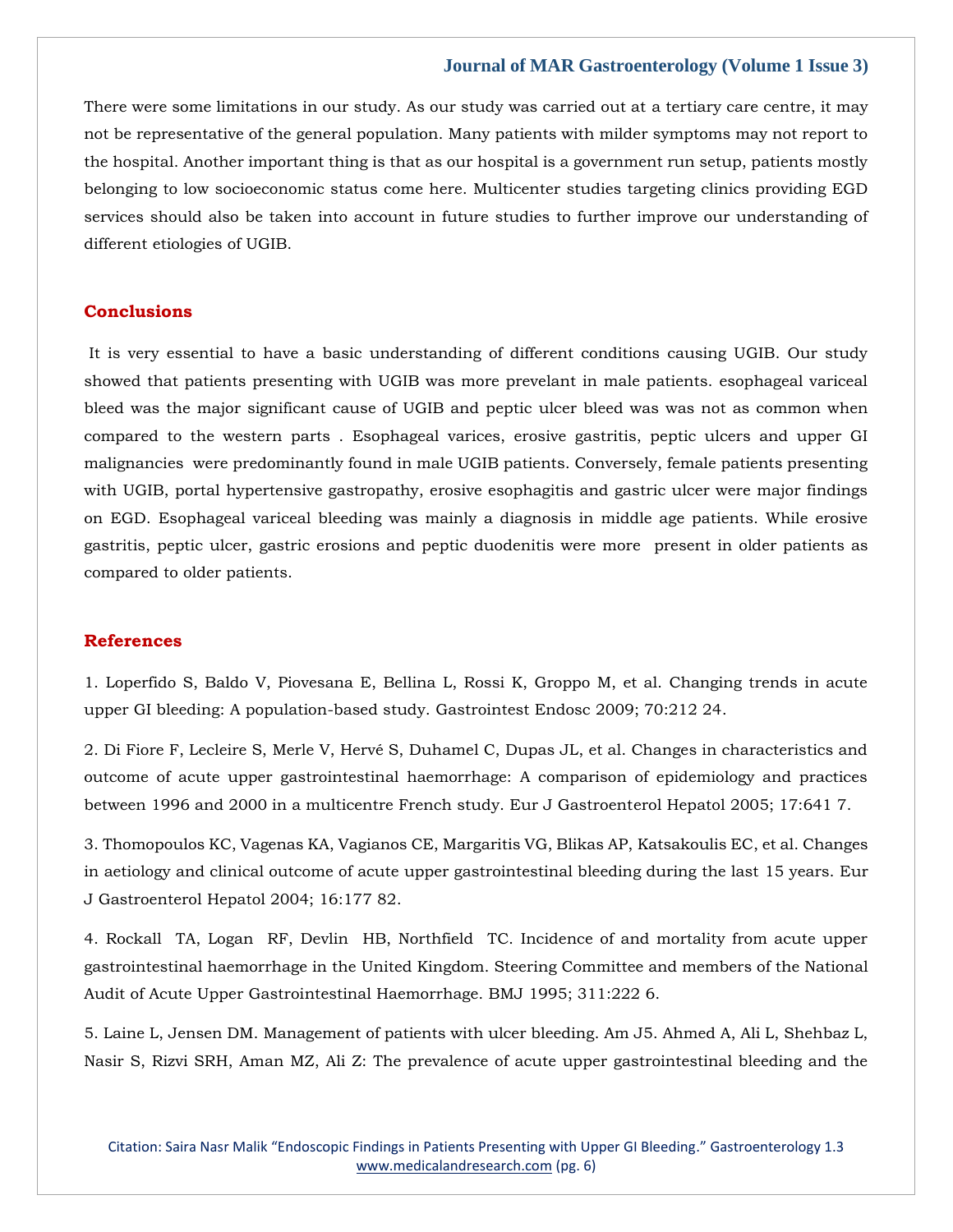There were some limitations in our study. As our study was carried out at a tertiary care centre, it may not be representative of the general population. Many patients with milder symptoms may not report to the hospital. Another important thing is that as our hospital is a government run setup, patients mostly belonging to low socioeconomic status come here. Multicenter studies targeting clinics providing EGD services should also be taken into account in future studies to further improve our understanding of different etiologies of UGIB.

## Conclusions

It is very essential to have a basic understanding of different conditions causing UGIB. Our study showed that patients presenting with UGIB was more prevelant in male patients. esophageal variceal bleed was the major significant cause of UGIB and peptic ulcer bleed was was not as common when compared to the western parts . Esophageal varices, erosive gastritis, peptic ulcers and upper GI malignancies were predominantly found in male UGIB patients. Conversely, female patients presenting with UGIB, portal hypertensive gastropathy, erosive esophagitis and gastric ulcer were major findings on EGD. Esophageal variceal bleeding was mainly a diagnosis in middle age patients. While erosive gastritis, peptic ulcer, gastric erosions and peptic duodenitis were more present in older patients as compared to older patients.

## References

1. Loperfido S, Baldo V, Piovesana E, Bellina L, Rossi K, Groppo M, et al. Changing trends in acute upper GI bleeding: A population-based study. Gastrointest Endosc 2009; 70:212 24.

2. Di Fiore F, Lecleire S, Merle V, Hervé S, Duhamel C, Dupas JL, et al. Changes in characteristics and outcome of acute upper gastrointestinal haemorrhage: A comparison of epidemiology and practices between 1996 and 2000 in a multicentre French study. Eur J Gastroenterol Hepatol 2005; 17:641 7.

3. Thomopoulos KC, Vagenas KA, Vagianos CE, Margaritis VG, Blikas AP, Katsakoulis EC, et al. Changes in aetiology and clinical outcome of acute upper gastrointestinal bleeding during the last 15 years. Eur J Gastroenterol Hepatol 2004; 16:177 82.

4. Rockall TA, Logan RF, Devlin HB, Northfield TC. Incidence of and mortality from acute upper gastrointestinal haemorrhage in the United Kingdom. Steering Committee and members of the National Audit of Acute Upper Gastrointestinal Haemorrhage. BMJ 1995; 311:222 6.

5. Laine L, Jensen DM. Management of patients with ulcer bleeding. Am J5. Ahmed A, Ali L, Shehbaz L, Nasir S, Rizvi SRH, Aman MZ, Ali Z: The prevalence of acute upper gastrointestinal bleeding and the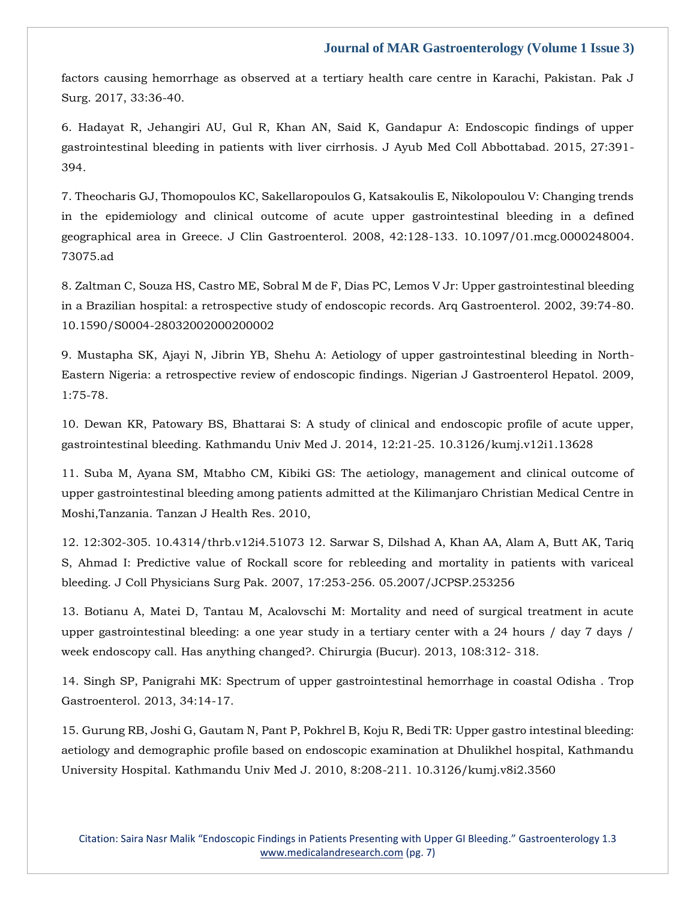factors causing hemorrhage as observed at a tertiary health care centre in Karachi, Pakistan. Pak J Surg. 2017, 33:36-40.

6. Hadayat R, Jehangiri AU, Gul R, Khan AN, Said K, Gandapur A: Endoscopic findings of upper gastrointestinal bleeding in patients with liver cirrhosis. J Ayub Med Coll Abbottabad. 2015, 27:391-394.

7. Theocharis GJ, Thomopoulos KC, Sakellaropoulos G, Katsakoulis E, Nikolopoulou V: Changing trends in the epidemiology and clinical outcome of acute upper gastrointestinal bleeding in a defined geographical area in Greece. J Clin Gastroenterol. 2008, 42:128-133. 10.1097/01.mcg.0000248004.73075.ad

8. Zaltman C, Souza HS, Castro ME, Sobral M de F, Dias PC, Lemos V Jr: Upper gastrointestinal bleeding in a Brazilian hospital: a retrospective study of endoscopic records. Arq Gastroenterol. 2002, 39:74-80. 10.1590/S0004-28032002000200002

9. Mustapha SK, Ajayi N, Jibrin YB, Shehu A: Aetiology of upper gastrointestinal bleeding in North-Eastern Nigeria: a retrospective review of endoscopic findings. Nigerian J Gastroenterol Hepatol. 2009, 1:75-78.

10. Dewan KR, Patowary BS, Bhattarai S: A study of clinical and endoscopic profile of acute upper, gastrointestinal bleeding. Kathmandu Univ Med J. 2014, 12:21-25. 10.3126/kumj.v12i1.13628

11. Suba M, Ayana SM, Mtabho CM, Kibiki GS: The aetiology, management and clinical outcome of upper gastrointestinal bleeding among patients admitted at the Kilimanjaro Christian Medical Centre in Moshi,Tanzania. Tanzan J Health Res. 2010,

12. 12:302-305. 10.4314/thrb.v12i4.51073 12. Sarwar S, Dilshad A, Khan AA, Alam A, Butt AK, Tariq S, Ahmad I: Predictive value of Rockall score for rebleeding and mortality in patients with variceal bleeding. J Coll Physicians Surg Pak. 2007, 17:253-256. 05.2007/JCPSP.253256

13. Botianu A, Matei D, Tantau M, Acalovschi M: Mortality and need of surgical treatment in acute upper gastrointestinal bleeding: a one year study in a tertiary center with a 24 hours / day 7 days / week endoscopy call. Has anything changed?. Chirurgia (Bucur). 2013, 108:312- 318.

14. Singh SP, Panigrahi MK: Spectrum of upper gastrointestinal hemorrhage in coastal Odisha . Trop Gastroenterol. 2013, 34:14-17.

15. Gurung RB, Joshi G, Gautam N, Pant P, Pokhrel B, Koju R, Bedi TR: Upper gastro intestinal bleeding: aetiology and demographic profile based on endoscopic examination at Dhulikhel hospital, Kathmandu University Hospital. Kathmandu Univ Med J. 2010, 8:208-211. 10.3126/kumj.v8i2.3560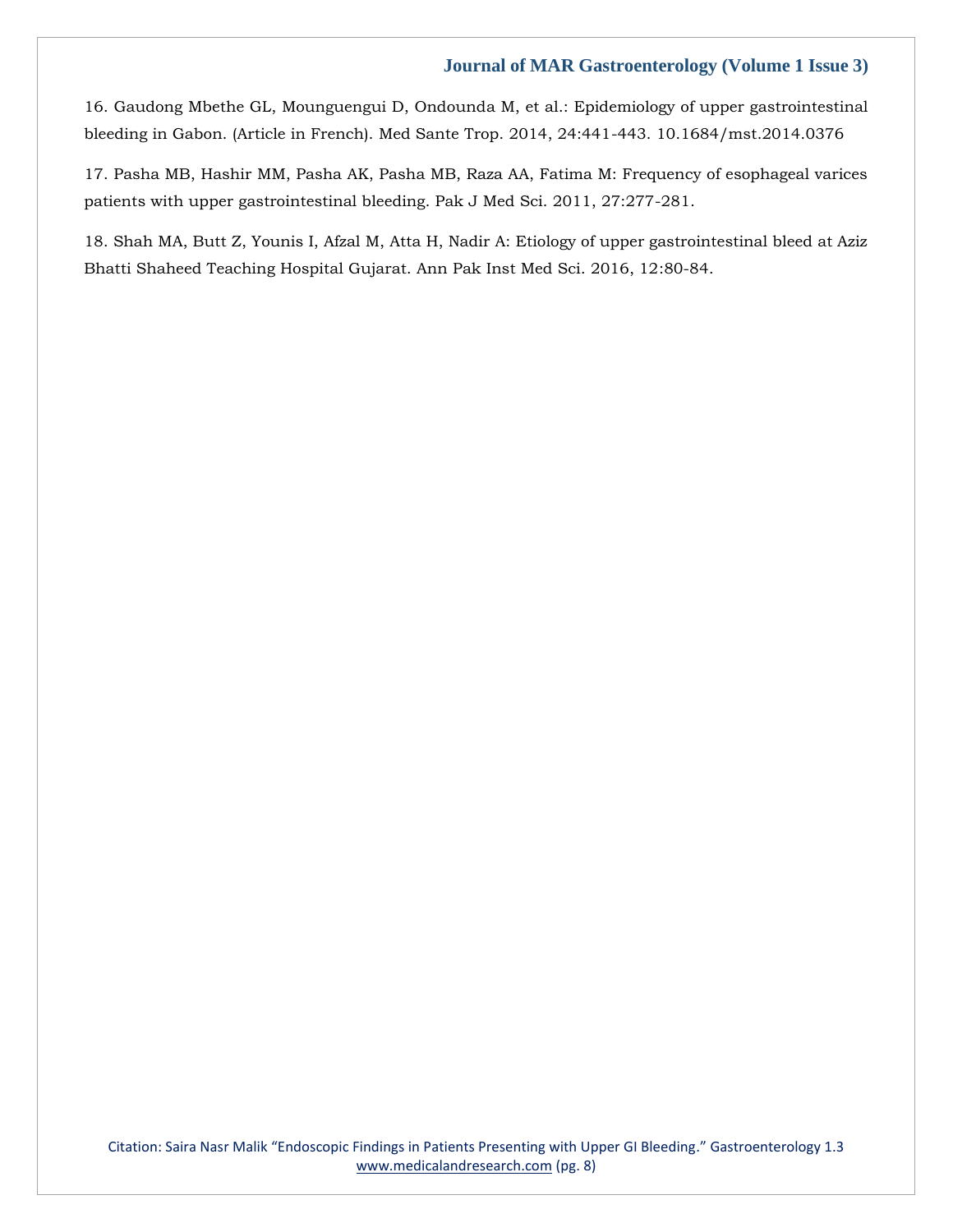16. Gaudong Mbethe GL, Mounguengui D, Ondounda M, et al.: Epidemiology of upper gastrointestinal bleeding in Gabon. (Article in French). Med Sante Trop. 2014, 24:441-443. 10.1684/mst.2014.0376

17. Pasha MB, Hashir MM, Pasha AK, Pasha MB, Raza AA, Fatima M: Frequency of esophageal varices patients with upper gastrointestinal bleeding. Pak J Med Sci. 2011, 27:277-281.

18. Shah MA, Butt Z, Younis I, Afzal M, Atta H, Nadir A: Etiology of upper gastrointestinal bleed at Aziz Bhatti Shaheed Teaching Hospital Gujarat. Ann Pak Inst Med Sci. 2016, 12:80-84.